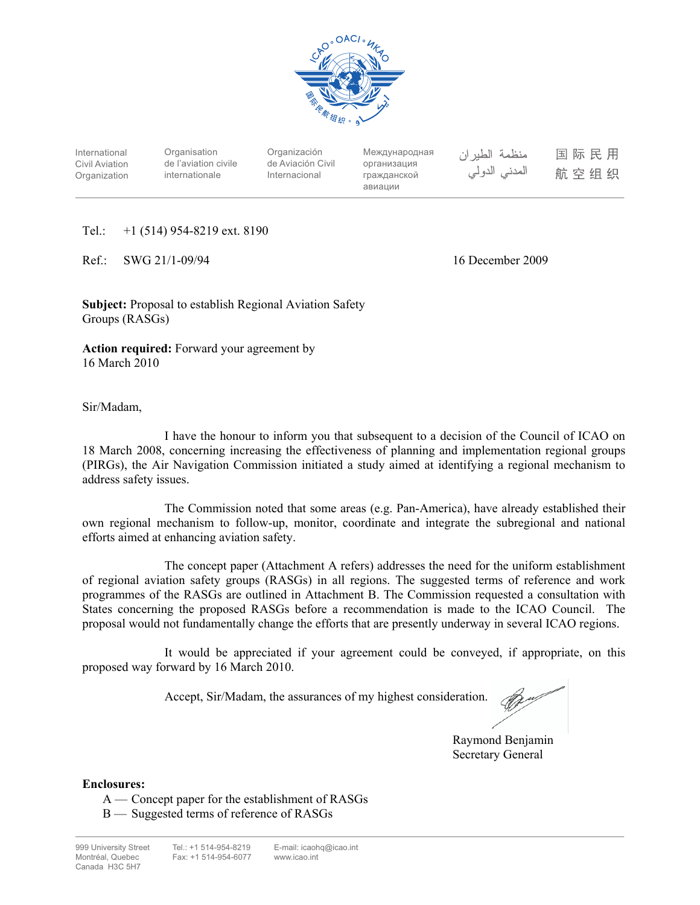International Civil Aviation Organization | Organisation de l'aviation civile internationale | Organización de Aviación Civil Internacional | Международная организация гражданской авиации | منظمة الطيران المدني الدولي | 国际民用航空组织

Tel.: +1 (514) 954-8219 ext. 8190

Ref.: SWG 21/1-09/94

16 December 2009

**Subject:** Proposal to establish Regional Aviation Safety Groups (RASGs)

**Action required:** Forward your agreement by 16 March 2010

Sir/Madam,

I have the honour to inform you that subsequent to a decision of the Council of ICAO on 18 March 2008, concerning increasing the effectiveness of planning and implementation regional groups (PIRGs), the Air Navigation Commission initiated a study aimed at identifying a regional mechanism to address safety issues.

The Commission noted that some areas (e.g. Pan-America), have already established their own regional mechanism to follow-up, monitor, coordinate and integrate the subregional and national efforts aimed at enhancing aviation safety.

The concept paper (Attachment A refers) addresses the need for the uniform establishment of regional aviation safety groups (RASGs) in all regions. The suggested terms of reference and work programmes of the RASGs are outlined in Attachment B. The Commission requested a consultation with States concerning the proposed RASGs before a recommendation is made to the ICAO Council. The proposal would not fundamentally change the efforts that are presently underway in several ICAO regions.

It would be appreciated if your agreement could be conveyed, if appropriate, on this proposed way forward by 16 March 2010.

Accept, Sir/Madam, the assurances of my highest consideration.

Raymond Benjamin
Secretary General

**Enclosures:**

A — Concept paper for the establishment of RASGs
B — Suggested terms of reference of RASGs

999 University Street
Montréal, Quebec
Canada H3C 5H7

Tel.: +1 514-954-8219
Fax: +1 514-954-6077

E-mail: icaohq@icao.int
www.icao.int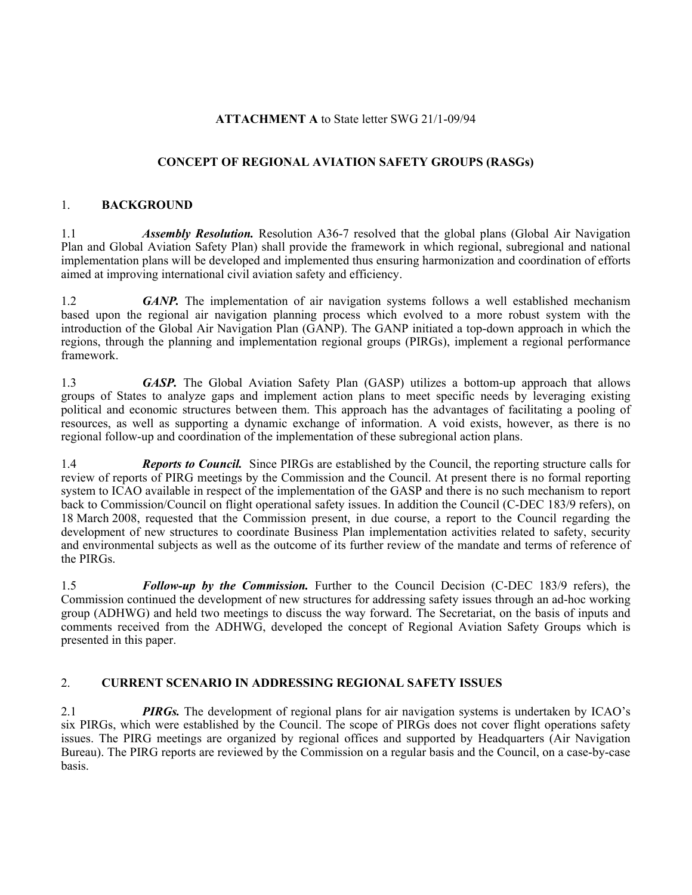**ATTACHMENT A** to State letter SWG 21/1-09/94

## CONCEPT OF REGIONAL AVIATION SAFETY GROUPS (RASGs)

## 1. BACKGROUND

1.1 ***Assembly Resolution.*** Resolution A36-7 resolved that the global plans (Global Air Navigation Plan and Global Aviation Safety Plan) shall provide the framework in which regional, subregional and national implementation plans will be developed and implemented thus ensuring harmonization and coordination of efforts aimed at improving international civil aviation safety and efficiency.

1.2 ***GANP.*** The implementation of air navigation systems follows a well established mechanism based upon the regional air navigation planning process which evolved to a more robust system with the introduction of the Global Air Navigation Plan (GANP). The GANP initiated a top-down approach in which the regions, through the planning and implementation regional groups (PIRGs), implement a regional performance framework.

1.3 ***GASP.*** The Global Aviation Safety Plan (GASP) utilizes a bottom-up approach that allows groups of States to analyze gaps and implement action plans to meet specific needs by leveraging existing political and economic structures between them. This approach has the advantages of facilitating a pooling of resources, as well as supporting a dynamic exchange of information. A void exists, however, as there is no regional follow-up and coordination of the implementation of these subregional action plans.

1.4 ***Reports to Council.*** Since PIRGs are established by the Council, the reporting structure calls for review of reports of PIRG meetings by the Commission and the Council. At present there is no formal reporting system to ICAO available in respect of the implementation of the GASP and there is no such mechanism to report back to Commission/Council on flight operational safety issues. In addition the Council (C-DEC 183/9 refers), on 18 March 2008, requested that the Commission present, in due course, a report to the Council regarding the development of new structures to coordinate Business Plan implementation activities related to safety, security and environmental subjects as well as the outcome of its further review of the mandate and terms of reference of the PIRGs.

1.5 ***Follow-up by the Commission.*** Further to the Council Decision (C-DEC 183/9 refers), the Commission continued the development of new structures for addressing safety issues through an ad-hoc working group (ADHWG) and held two meetings to discuss the way forward. The Secretariat, on the basis of inputs and comments received from the ADHWG, developed the concept of Regional Aviation Safety Groups which is presented in this paper.

## 2. CURRENT SCENARIO IN ADDRESSING REGIONAL SAFETY ISSUES

2.1 ***PIRGs.*** The development of regional plans for air navigation systems is undertaken by ICAO's six PIRGs, which were established by the Council. The scope of PIRGs does not cover flight operations safety issues. The PIRG meetings are organized by regional offices and supported by Headquarters (Air Navigation Bureau). The PIRG reports are reviewed by the Commission on a regular basis and the Council, on a case-by-case basis.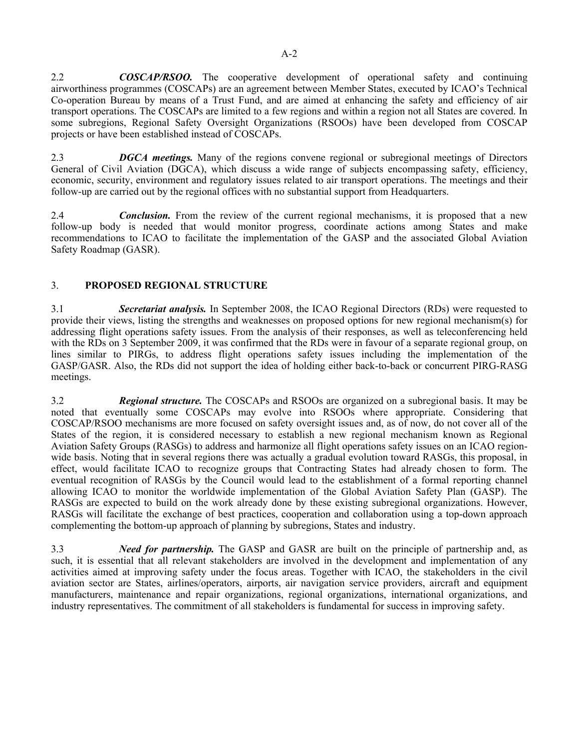2.2 ***COSCAP/RSOO.*** The cooperative development of operational safety and continuing airworthiness programmes (COSCAPs) are an agreement between Member States, executed by ICAO's Technical Co-operation Bureau by means of a Trust Fund, and are aimed at enhancing the safety and efficiency of air transport operations. The COSCAPs are limited to a few regions and within a region not all States are covered. In some subregions, Regional Safety Oversight Organizations (RSOOs) have been developed from COSCAP projects or have been established instead of COSCAPs.

2.3 ***DGCA meetings.*** Many of the regions convene regional or subregional meetings of Directors General of Civil Aviation (DGCA), which discuss a wide range of subjects encompassing safety, efficiency, economic, security, environment and regulatory issues related to air transport operations. The meetings and their follow-up are carried out by the regional offices with no substantial support from Headquarters.

2.4 ***Conclusion.*** From the review of the current regional mechanisms, it is proposed that a new follow-up body is needed that would monitor progress, coordinate actions among States and make recommendations to ICAO to facilitate the implementation of the GASP and the associated Global Aviation Safety Roadmap (GASR).

## 3. PROPOSED REGIONAL STRUCTURE

3.1 ***Secretariat analysis.*** In September 2008, the ICAO Regional Directors (RDs) were requested to provide their views, listing the strengths and weaknesses on proposed options for new regional mechanism(s) for addressing flight operations safety issues. From the analysis of their responses, as well as teleconferencing held with the RDs on 3 September 2009, it was confirmed that the RDs were in favour of a separate regional group, on lines similar to PIRGs, to address flight operations safety issues including the implementation of the GASP/GASR. Also, the RDs did not support the idea of holding either back-to-back or concurrent PIRG-RASG meetings.

3.2 ***Regional structure.*** The COSCAPs and RSOOs are organized on a subregional basis. It may be noted that eventually some COSCAPs may evolve into RSOOs where appropriate. Considering that COSCAP/RSOO mechanisms are more focused on safety oversight issues and, as of now, do not cover all of the States of the region, it is considered necessary to establish a new regional mechanism known as Regional Aviation Safety Groups (RASGs) to address and harmonize all flight operations safety issues on an ICAO region-wide basis. Noting that in several regions there was actually a gradual evolution toward RASGs, this proposal, in effect, would facilitate ICAO to recognize groups that Contracting States had already chosen to form. The eventual recognition of RASGs by the Council would lead to the establishment of a formal reporting channel allowing ICAO to monitor the worldwide implementation of the Global Aviation Safety Plan (GASP). The RASGs are expected to build on the work already done by these existing subregional organizations. However, RASGs will facilitate the exchange of best practices, cooperation and collaboration using a top-down approach complementing the bottom-up approach of planning by subregions, States and industry.

3.3 ***Need for partnership.*** The GASP and GASR are built on the principle of partnership and, as such, it is essential that all relevant stakeholders are involved in the development and implementation of any activities aimed at improving safety under the focus areas. Together with ICAO, the stakeholders in the civil aviation sector are States, airlines/operators, airports, air navigation service providers, aircraft and equipment manufacturers, maintenance and repair organizations, regional organizations, international organizations, and industry representatives. The commitment of all stakeholders is fundamental for success in improving safety.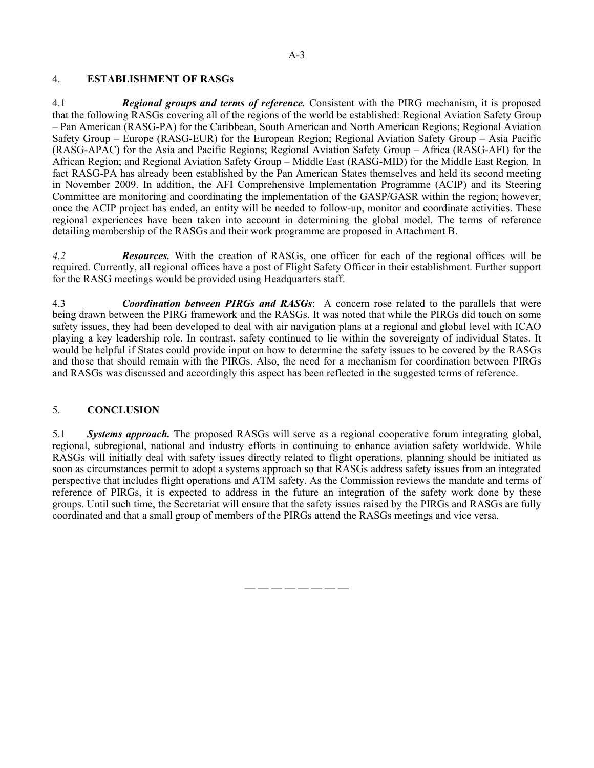## 4. ESTABLISHMENT OF RASGs

4.1 ***Regional groups and terms of reference.*** Consistent with the PIRG mechanism, it is proposed that the following RASGs covering all of the regions of the world be established: Regional Aviation Safety Group – Pan American (RASG-PA) for the Caribbean, South American and North American Regions; Regional Aviation Safety Group – Europe (RASG-EUR) for the European Region; Regional Aviation Safety Group – Asia Pacific (RASG-APAC) for the Asia and Pacific Regions; Regional Aviation Safety Group – Africa (RASG-AFI) for the African Region; and Regional Aviation Safety Group – Middle East (RASG-MID) for the Middle East Region. In fact RASG-PA has already been established by the Pan American States themselves and held its second meeting in November 2009. In addition, the AFI Comprehensive Implementation Programme (ACIP) and its Steering Committee are monitoring and coordinating the implementation of the GASP/GASR within the region; however, once the ACIP project has ended, an entity will be needed to follow-up, monitor and coordinate activities. These regional experiences have been taken into account in determining the global model. The terms of reference detailing membership of the RASGs and their work programme are proposed in Attachment B.

*4.2* ***Resources.*** With the creation of RASGs, one officer for each of the regional offices will be required. Currently, all regional offices have a post of Flight Safety Officer in their establishment. Further support for the RASG meetings would be provided using Headquarters staff.

4.3 ***Coordination between PIRGs and RASGs***: A concern rose related to the parallels that were being drawn between the PIRG framework and the RASGs. It was noted that while the PIRGs did touch on some safety issues, they had been developed to deal with air navigation plans at a regional and global level with ICAO playing a key leadership role. In contrast, safety continued to lie within the sovereignty of individual States. It would be helpful if States could provide input on how to determine the safety issues to be covered by the RASGs and those that should remain with the PIRGs. Also, the need for a mechanism for coordination between PIRGs and RASGs was discussed and accordingly this aspect has been reflected in the suggested terms of reference.

## 5. CONCLUSION

5.1 ***Systems approach.*** The proposed RASGs will serve as a regional cooperative forum integrating global, regional, subregional, national and industry efforts in continuing to enhance aviation safety worldwide. While RASGs will initially deal with safety issues directly related to flight operations, planning should be initiated as soon as circumstances permit to adopt a systems approach so that RASGs address safety issues from an integrated perspective that includes flight operations and ATM safety. As the Commission reviews the mandate and terms of reference of PIRGs, it is expected to address in the future an integration of the safety work done by these groups. Until such time, the Secretariat will ensure that the safety issues raised by the PIRGs and RASGs are fully coordinated and that a small group of members of the PIRGs attend the RASGs meetings and vice versa.

— — — — — — — —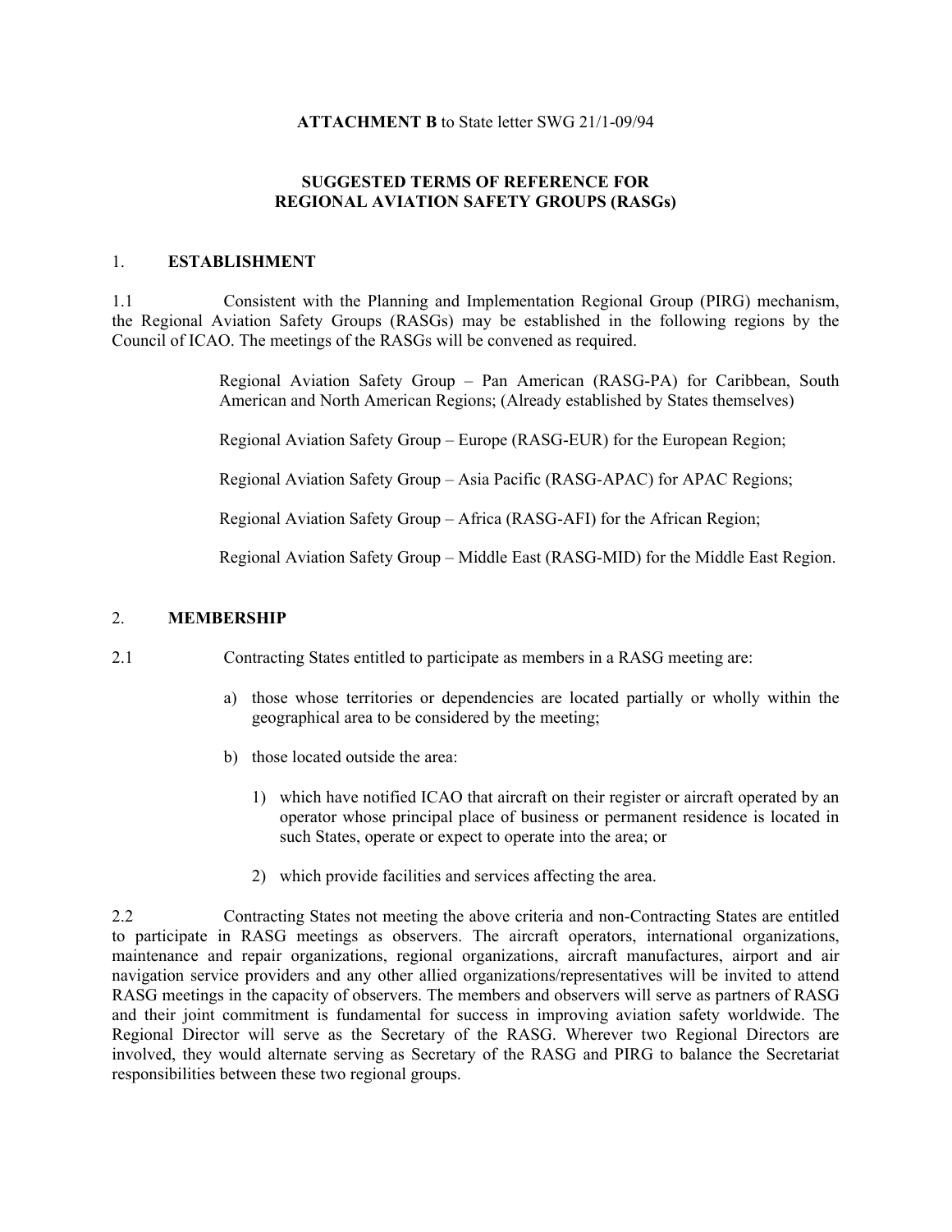**ATTACHMENT B** to State letter SWG 21/1-09/94

## SUGGESTED TERMS OF REFERENCE FOR REGIONAL AVIATION SAFETY GROUPS (RASGs)

### 1. ESTABLISHMENT

1.1 Consistent with the Planning and Implementation Regional Group (PIRG) mechanism, the Regional Aviation Safety Groups (RASGs) may be established in the following regions by the Council of ICAO. The meetings of the RASGs will be convened as required.

> Regional Aviation Safety Group – Pan American (RASG-PA) for Caribbean, South American and North American Regions; (Already established by States themselves)
>
> Regional Aviation Safety Group – Europe (RASG-EUR) for the European Region;
>
> Regional Aviation Safety Group – Asia Pacific (RASG-APAC) for APAC Regions;
>
> Regional Aviation Safety Group – Africa (RASG-AFI) for the African Region;
>
> Regional Aviation Safety Group – Middle East (RASG-MID) for the Middle East Region.

### 2. MEMBERSHIP

2.1 Contracting States entitled to participate as members in a RASG meeting are:

a) those whose territories or dependencies are located partially or wholly within the geographical area to be considered by the meeting;

b) those located outside the area:

   1) which have notified ICAO that aircraft on their register or aircraft operated by an operator whose principal place of business or permanent residence is located in such States, operate or expect to operate into the area; or

   2) which provide facilities and services affecting the area.

2.2 Contracting States not meeting the above criteria and non-Contracting States are entitled to participate in RASG meetings as observers. The aircraft operators, international organizations, maintenance and repair organizations, regional organizations, aircraft manufactures, airport and air navigation service providers and any other allied organizations/representatives will be invited to attend RASG meetings in the capacity of observers. The members and observers will serve as partners of RASG and their joint commitment is fundamental for success in improving aviation safety worldwide. The Regional Director will serve as the Secretary of the RASG. Wherever two Regional Directors are involved, they would alternate serving as Secretary of the RASG and PIRG to balance the Secretariat responsibilities between these two regional groups.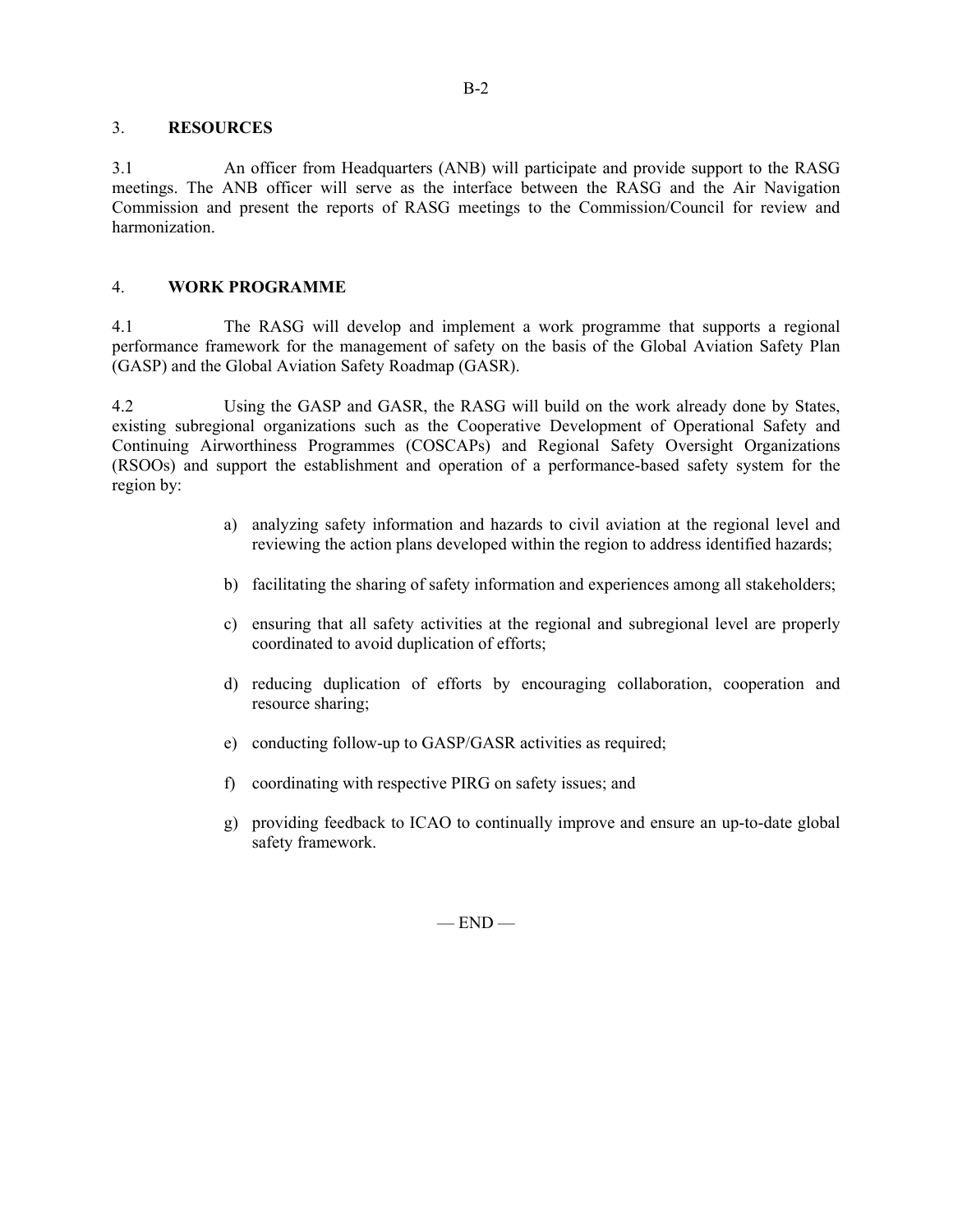## 3. **RESOURCES**

3.1 An officer from Headquarters (ANB) will participate and provide support to the RASG meetings. The ANB officer will serve as the interface between the RASG and the Air Navigation Commission and present the reports of RASG meetings to the Commission/Council for review and harmonization.

## 4. **WORK PROGRAMME**

4.1 The RASG will develop and implement a work programme that supports a regional performance framework for the management of safety on the basis of the Global Aviation Safety Plan (GASP) and the Global Aviation Safety Roadmap (GASR).

4.2 Using the GASP and GASR, the RASG will build on the work already done by States, existing subregional organizations such as the Cooperative Development of Operational Safety and Continuing Airworthiness Programmes (COSCAPs) and Regional Safety Oversight Organizations (RSOOs) and support the establishment and operation of a performance-based safety system for the region by:

a) analyzing safety information and hazards to civil aviation at the regional level and reviewing the action plans developed within the region to address identified hazards;

b) facilitating the sharing of safety information and experiences among all stakeholders;

c) ensuring that all safety activities at the regional and subregional level are properly coordinated to avoid duplication of efforts;

d) reducing duplication of efforts by encouraging collaboration, cooperation and resource sharing;

e) conducting follow-up to GASP/GASR activities as required;

f) coordinating with respective PIRG on safety issues; and

g) providing feedback to ICAO to continually improve and ensure an up-to-date global safety framework.

— END —